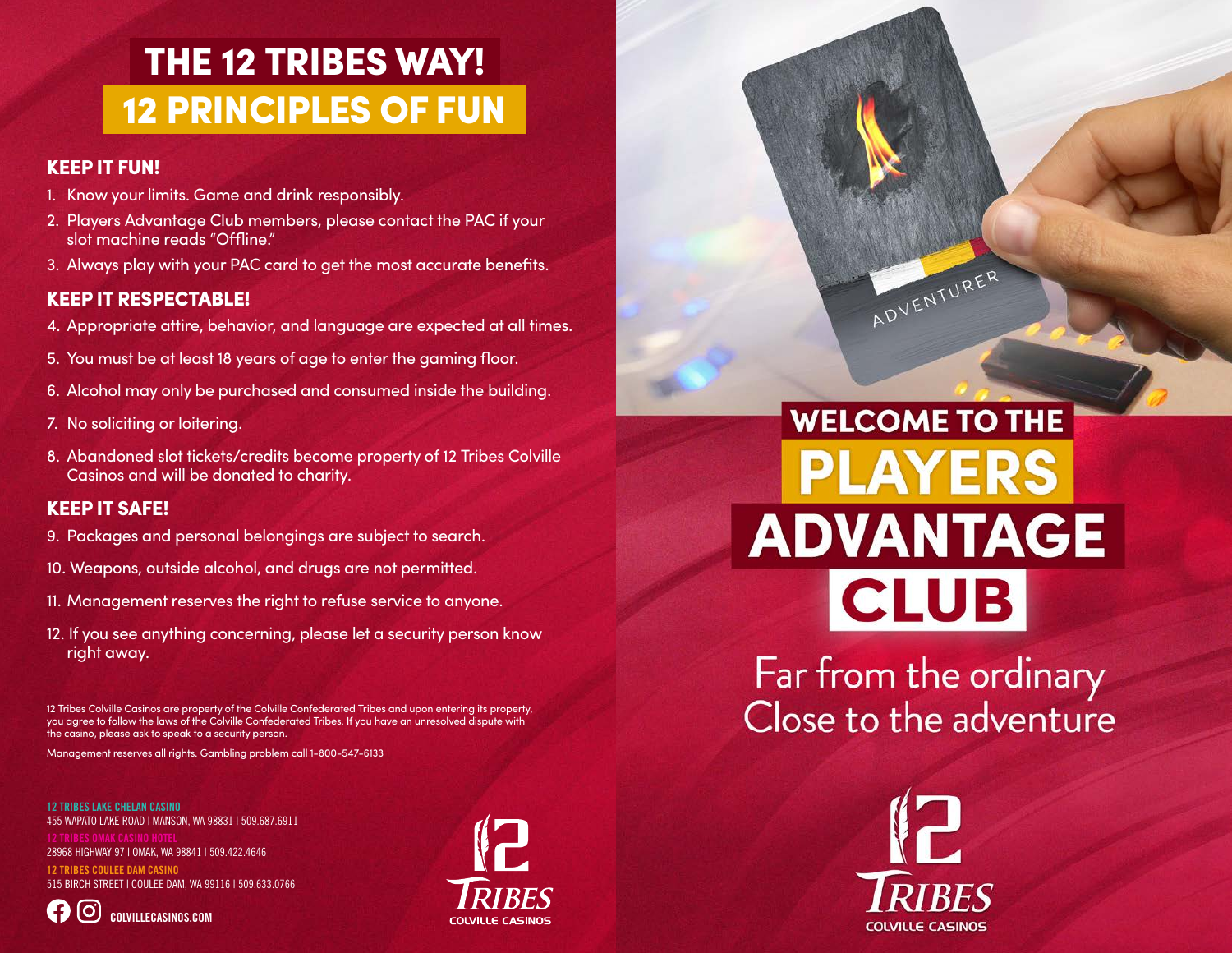# THE 12 TRIBES WAY!
# 12 PRINCIPLES OF FUN

### KEEP IT FUN!

1. Know your limits. Game and drink responsibly.
2. Players Advantage Club members, please contact the PAC if your slot machine reads "Offline."
3. Always play with your PAC card to get the most accurate benefits.

### KEEP IT RESPECTABLE!

4. Appropriate attire, behavior, and language are expected at all times.
5. You must be at least 18 years of age to enter the gaming floor.
6. Alcohol may only be purchased and consumed inside the building.
7. No soliciting or loitering.
8. Abandoned slot tickets/credits become property of 12 Tribes Colville Casinos and will be donated to charity.

### KEEP IT SAFE!

9. Packages and personal belongings are subject to search.
10. Weapons, outside alcohol, and drugs are not permitted.
11. Management reserves the right to refuse service to anyone.
12. If you see anything concerning, please let a security person know right away.

12 Tribes Colville Casinos are property of the Colville Confederated Tribes and upon entering its property, you agree to follow the laws of the Colville Confederated Tribes. If you have an unresolved dispute with the casino, please ask to speak to a security person.

Management reserves all rights. Gambling problem call 1-800-547-6133

**12 TRIBES LAKE CHELAN CASINO**
455 WAPATO LAKE ROAD | MANSON, WA 98831 | 509.687.6911

**12 TRIBES OMAK CASINO HOTEL**
28968 HIGHWAY 97 | OMAK, WA 98841 | 509.422.4646

**12 TRIBES COULEE DAM CASINO**
515 BIRCH STREET | COULEE DAM, WA 99116 | 509.633.0766

COLVILLECASINOS.COM

12 TRIBES COLVILLE CASINOS

ADVENTURER

# WELCOME TO THE PLAYERS ADVANTAGE CLUB

Far from the ordinary
Close to the adventure

12 TRIBES COLVILLE CASINOS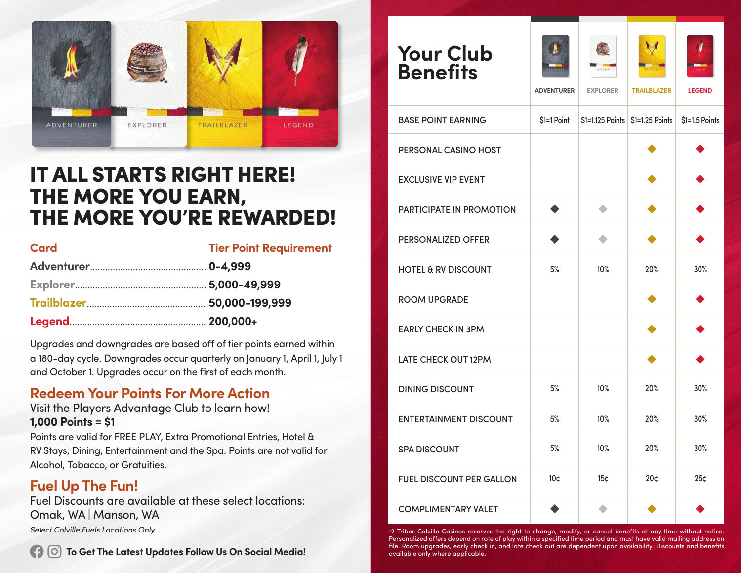ADVENTURER EXPLORER TRAILBLAZER LEGEND

# IT ALL STARTS RIGHT HERE! THE MORE YOU EARN, THE MORE YOU'RE REWARDED!

| Card | Tier Point Requirement |
|---|---|
| Adventurer | 0-4,999 |
| Explorer | 5,000-49,999 |
| Trailblazer | 50,000-199,999 |
| Legend | 200,000+ |

Upgrades and downgrades are based off of tier points earned within a 180-day cycle. Downgrades occur quarterly on January 1, April 1, July 1 and October 1. Upgrades occur on the first of each month.

## Redeem Your Points For More Action

Visit the Players Advantage Club to learn how!

**1,000 Points = $1**

Points are valid for FREE PLAY, Extra Promotional Entries, Hotel & RV Stays, Dining, Entertainment and the Spa. Points are not valid for Alcohol, Tobacco, or Gratuities.

## Fuel Up The Fun!

Fuel Discounts are available at these select locations: Omak, WA | Manson, WA

*Select Colville Fuels Locations Only*

**To Get The Latest Updates Follow Us On Social Media!**

# Your Club Benefits

| | ADVENTURER | EXPLORER | TRAILBLAZER | LEGEND |
|---|---|---|---|---|
| BASE POINT EARNING | $1=1 Point | $1=1.125 Points | $1=1.25 Points | $1=1.5 Points |
| PERSONAL CASINO HOST | | | ◆ | ◆ |
| EXCLUSIVE VIP EVENT | | | ◆ | ◆ |
| PARTICIPATE IN PROMOTION | ◆ | ◆ | ◆ | ◆ |
| PERSONALIZED OFFER | ◆ | ◆ | ◆ | ◆ |
| HOTEL & RV DISCOUNT | 5% | 10% | 20% | 30% |
| ROOM UPGRADE | | | ◆ | ◆ |
| EARLY CHECK IN 3PM | | | ◆ | ◆ |
| LATE CHECK OUT 12PM | | | ◆ | ◆ |
| DINING DISCOUNT | 5% | 10% | 20% | 30% |
| ENTERTAINMENT DISCOUNT | 5% | 10% | 20% | 30% |
| SPA DISCOUNT | 5% | 10% | 20% | 30% |
| FUEL DISCOUNT PER GALLON | 10¢ | 15¢ | 20¢ | 25¢ |
| COMPLIMENTARY VALET | ◆ | ◆ | ◆ | ◆ |

12 Tribes Colville Casinos reserves the right to change, modify, or cancel benefits at any time without notice. Personalized offers depend on rate of play within a specified time period and must have valid mailing address on file. Room upgrades, early check in, and late check out are dependent upon availability. Discounts and benefits available only where applicable.